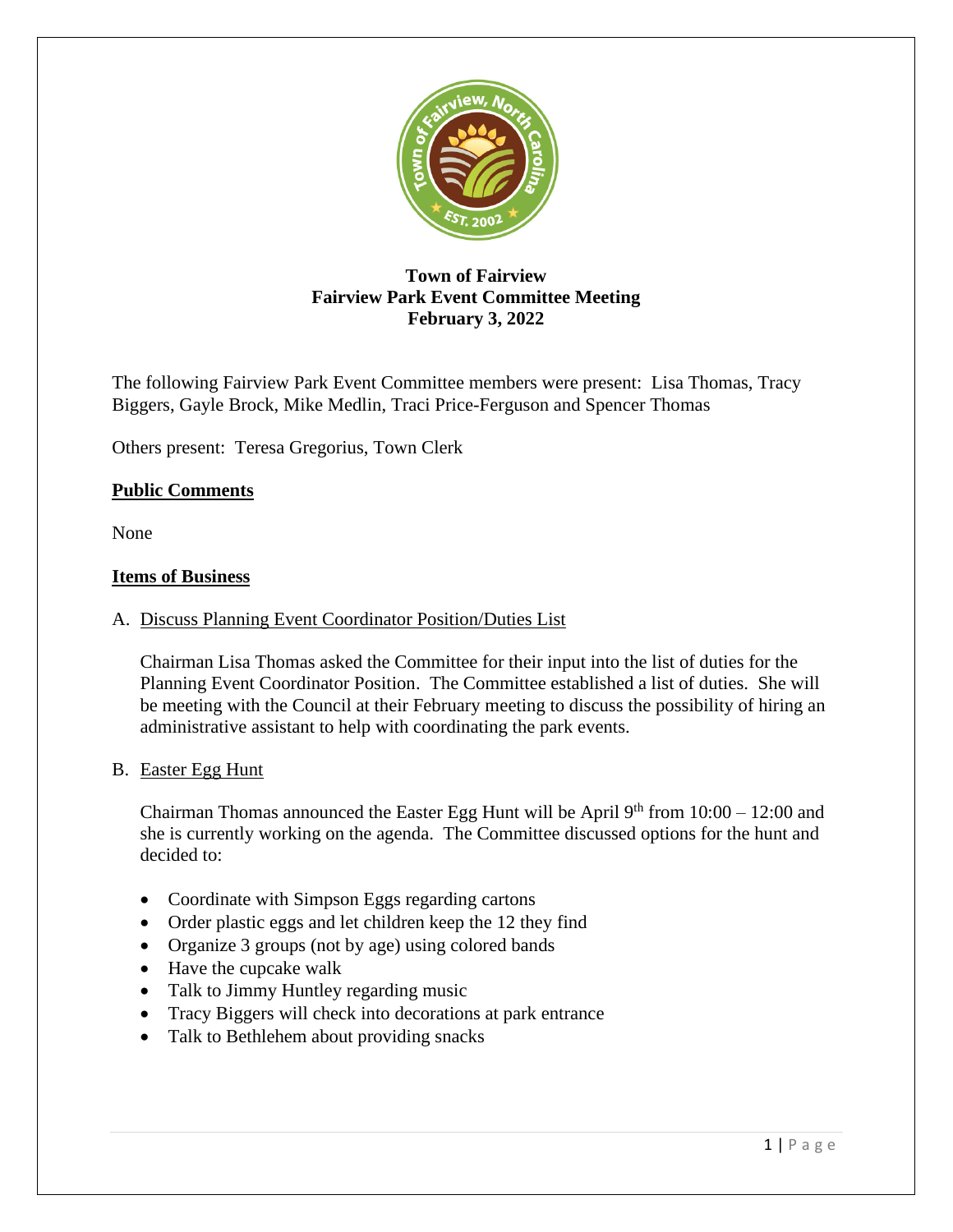**Town of Fairview**
**Fairview Park Event Committee Meeting**
**February 3, 2022**

The following Fairview Park Event Committee members were present: Lisa Thomas, Tracy Biggers, Gayle Brock, Mike Medlin, Traci Price-Ferguson and Spencer Thomas

Others present: Teresa Gregorius, Town Clerk

## Public Comments

None

## Items of Business

A. Discuss Planning Event Coordinator Position/Duties List

Chairman Lisa Thomas asked the Committee for their input into the list of duties for the Planning Event Coordinator Position. The Committee established a list of duties. She will be meeting with the Council at their February meeting to discuss the possibility of hiring an administrative assistant to help with coordinating the park events.

B. Easter Egg Hunt

Chairman Thomas announced the Easter Egg Hunt will be April 9th from 10:00 – 12:00 and she is currently working on the agenda. The Committee discussed options for the hunt and decided to:

- Coordinate with Simpson Eggs regarding cartons
- Order plastic eggs and let children keep the 12 they find
- Organize 3 groups (not by age) using colored bands
- Have the cupcake walk
- Talk to Jimmy Huntley regarding music
- Tracy Biggers will check into decorations at park entrance
- Talk to Bethlehem about providing snacks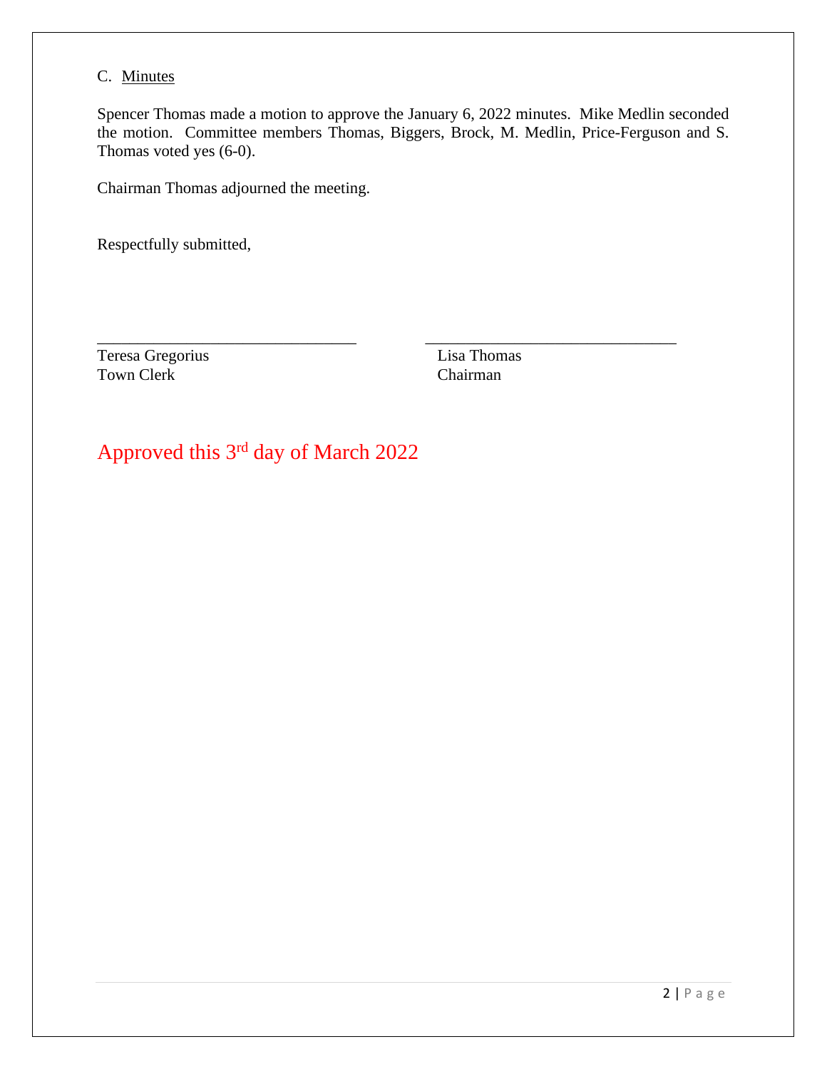C. Minutes

Spencer Thomas made a motion to approve the January 6, 2022 minutes. Mike Medlin seconded the motion. Committee members Thomas, Biggers, Brock, M. Medlin, Price-Ferguson and S. Thomas voted yes (6-0).

Chairman Thomas adjourned the meeting.

Respectfully submitted,

\_\_\_\_\_\_\_\_\_\_\_\_\_\_\_\_\_\_\_\_\_\_\_\_\_\_\_\_\_\_\_\_
Teresa Gregorius
Town Clerk

\_\_\_\_\_\_\_\_\_\_\_\_\_\_\_\_\_\_\_\_\_\_\_\_\_\_\_\_\_\_\_\_
Lisa Thomas
Chairman

Approved this 3rd day of March 2022